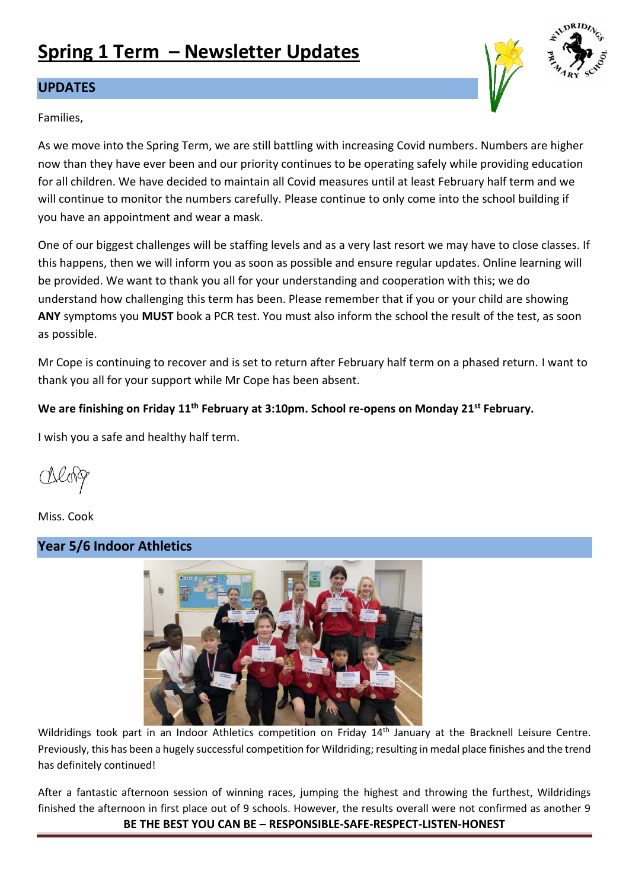# Spring 1 Term – Newsletter Updates

## UPDATES

Families,

As we move into the Spring Term, we are still battling with increasing Covid numbers. Numbers are higher now than they have ever been and our priority continues to be operating safely while providing education for all children. We have decided to maintain all Covid measures until at least February half term and we will continue to monitor the numbers carefully. Please continue to only come into the school building if you have an appointment and wear a mask.

One of our biggest challenges will be staffing levels and as a very last resort we may have to close classes. If this happens, then we will inform you as soon as possible and ensure regular updates. Online learning will be provided. We want to thank you all for your understanding and cooperation with this; we do understand how challenging this term has been. Please remember that if you or your child are showing **ANY** symptoms you **MUST** book a PCR test. You must also inform the school the result of the test, as soon as possible.

Mr Cope is continuing to recover and is set to return after February half term on a phased return. I want to thank you all for your support while Mr Cope has been absent.

**We are finishing on Friday 11th February at 3:10pm. School re-opens on Monday 21st February.**

I wish you a safe and healthy half term.

Miss. Cook

## Year 5/6 Indoor Athletics

Wildridings took part in an Indoor Athletics competition on Friday 14th January at the Bracknell Leisure Centre. Previously, this has been a hugely successful competition for Wildriding; resulting in medal place finishes and the trend has definitely continued!

After a fantastic afternoon session of winning races, jumping the highest and throwing the furthest, Wildridings finished the afternoon in first place out of 9 schools. However, the results overall were not confirmed as another 9

**BE THE BEST YOU CAN BE – RESPONSIBLE-SAFE-RESPECT-LISTEN-HONEST**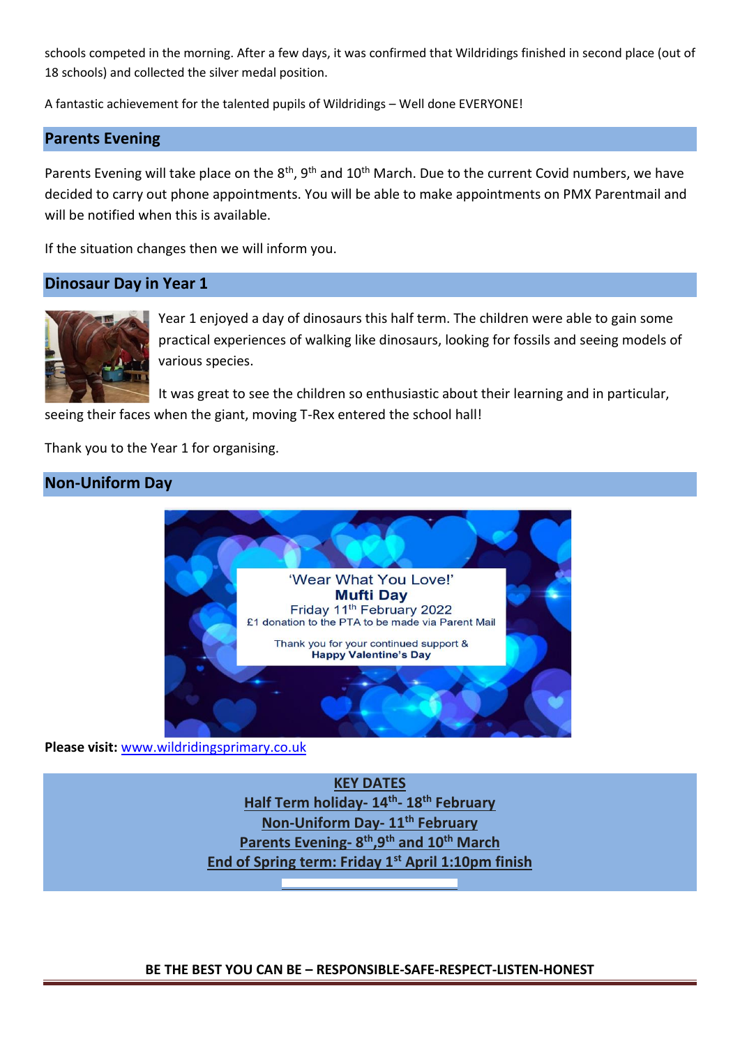schools competed in the morning. After a few days, it was confirmed that Wildridings finished in second place (out of 18 schools) and collected the silver medal position.

A fantastic achievement for the talented pupils of Wildridings – Well done EVERYONE!

## Parents Evening

Parents Evening will take place on the 8th, 9th and 10th March. Due to the current Covid numbers, we have decided to carry out phone appointments. You will be able to make appointments on PMX Parentmail and will be notified when this is available.

If the situation changes then we will inform you.

## Dinosaur Day in Year 1

Year 1 enjoyed a day of dinosaurs this half term. The children were able to gain some practical experiences of walking like dinosaurs, looking for fossils and seeing models of various species.

It was great to see the children so enthusiastic about their learning and in particular, seeing their faces when the giant, moving T-Rex entered the school hall!

Thank you to the Year 1 for organising.

## Non-Uniform Day

'Wear What You Love!'

**Mufti Day**

Friday 11th February 2022

£1 donation to the PTA to be made via Parent Mail

Thank you for your continued support &
**Happy Valentine's Day**

**Please visit:** www.wildridingsprimary.co.uk

**KEY DATES**

**Half Term holiday- 14th- 18th February**

**Non-Uniform Day- 11th February**

**Parents Evening- 8th,9th and 10th March**

**End of Spring term: Friday 1st April 1:10pm finish**

**BE THE BEST YOU CAN BE – RESPONSIBLE-SAFE-RESPECT-LISTEN-HONEST**